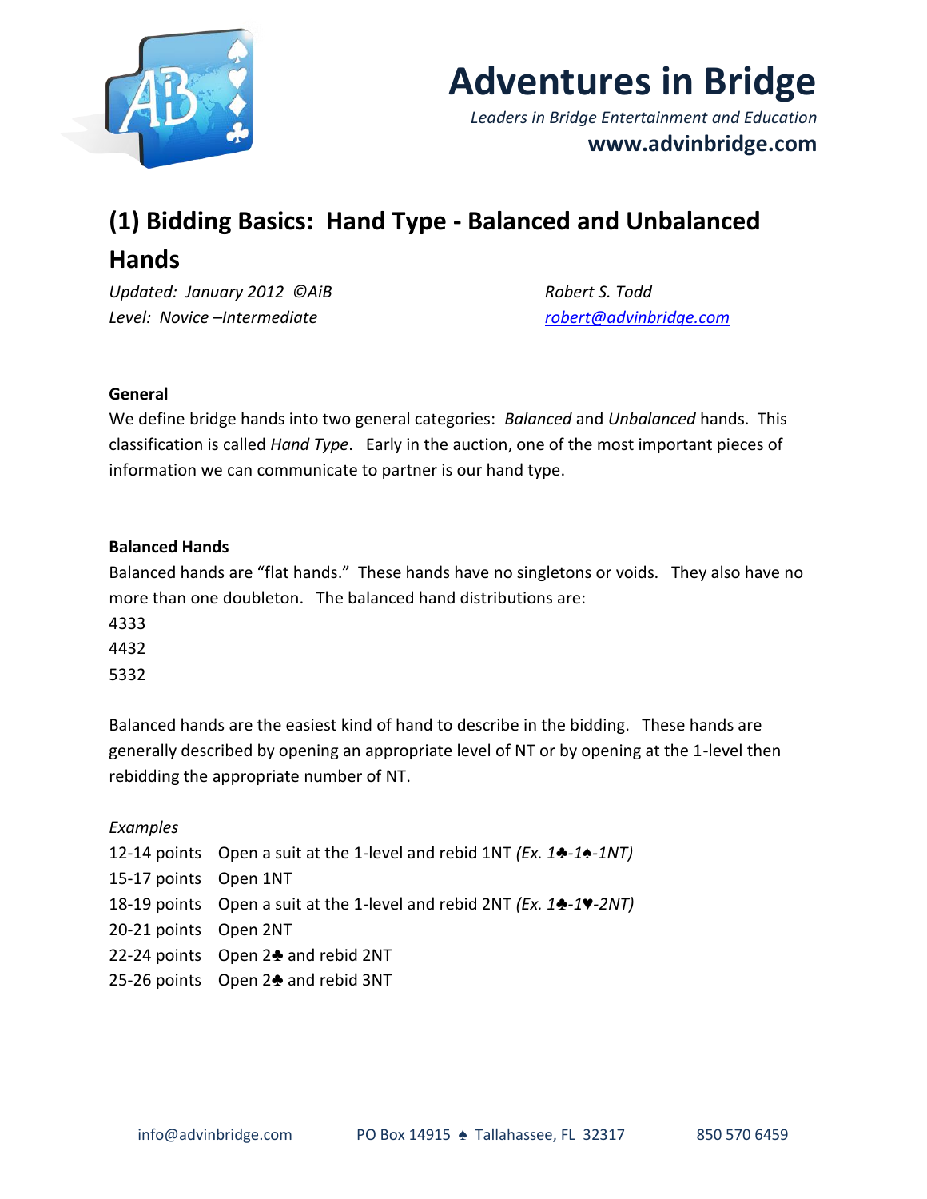# Adventures in Bridge

*Leaders in Bridge Entertainment and Education*

**www.advinbridge.com**

## (1) Bidding Basics: Hand Type - Balanced and Unbalanced Hands

*Updated: January 2012 ©AiB*
*Level: Novice –Intermediate*

*Robert S. Todd*
*robert@advinbridge.com*

### General

We define bridge hands into two general categories: *Balanced* and *Unbalanced* hands. This classification is called *Hand Type*. Early in the auction, one of the most important pieces of information we can communicate to partner is our hand type.

### Balanced Hands

Balanced hands are "flat hands." These hands have no singletons or voids. They also have no more than one doubleton. The balanced hand distributions are:

4333
4432
5332

Balanced hands are the easiest kind of hand to describe in the bidding. These hands are generally described by opening an appropriate level of NT or by opening at the 1-level then rebidding the appropriate number of NT.

*Examples*

12-14 points Open a suit at the 1-level and rebid 1NT *(Ex. 1♣-1♠-1NT)*
15-17 points Open 1NT
18-19 points Open a suit at the 1-level and rebid 2NT *(Ex. 1♣-1♥-2NT)*
20-21 points Open 2NT
22-24 points Open 2♣ and rebid 2NT
25-26 points Open 2♣ and rebid 3NT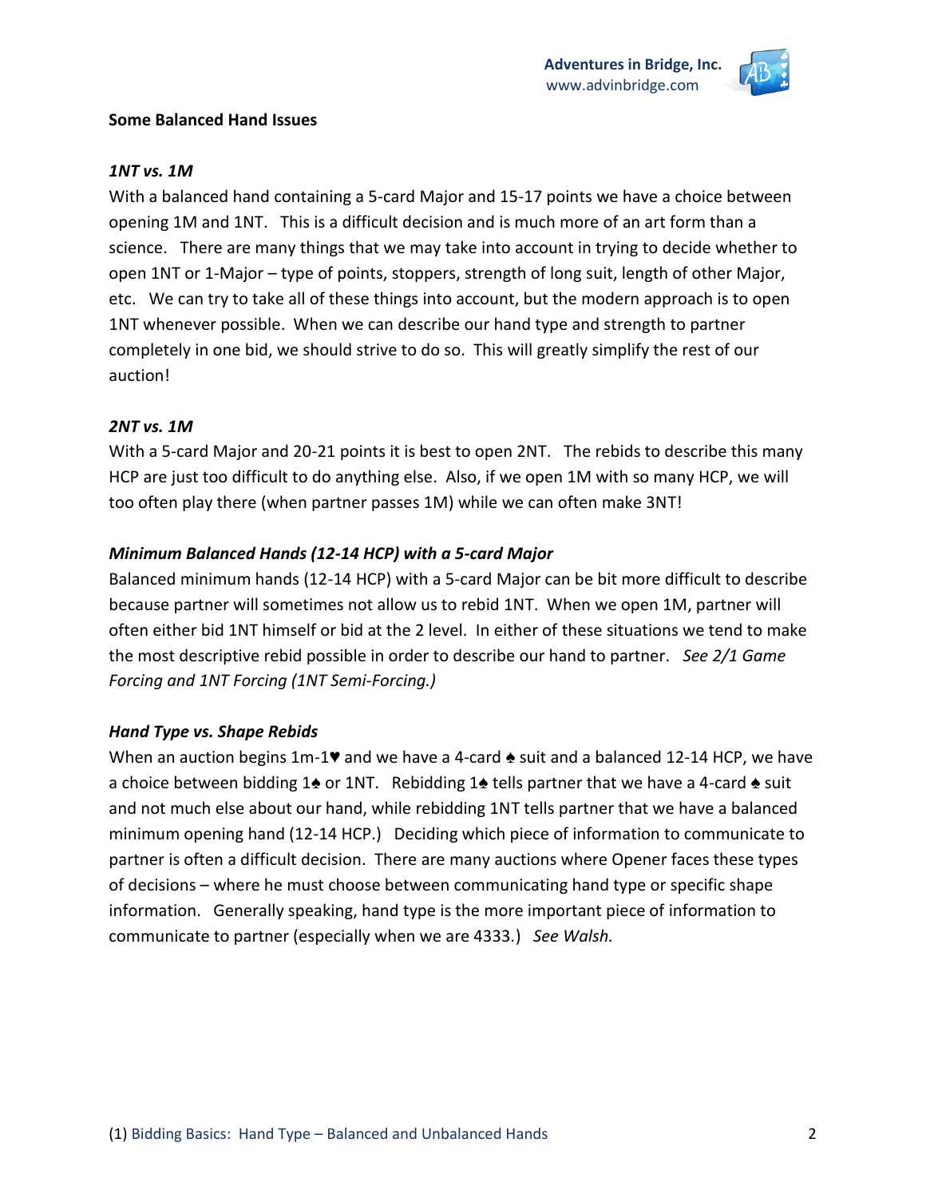## Some Balanced Hand Issues

### *1NT vs. 1M*

With a balanced hand containing a 5-card Major and 15-17 points we have a choice between opening 1M and 1NT. This is a difficult decision and is much more of an art form than a science. There are many things that we may take into account in trying to decide whether to open 1NT or 1-Major – type of points, stoppers, strength of long suit, length of other Major, etc. We can try to take all of these things into account, but the modern approach is to open 1NT whenever possible. When we can describe our hand type and strength to partner completely in one bid, we should strive to do so. This will greatly simplify the rest of our auction!

### *2NT vs. 1M*

With a 5-card Major and 20-21 points it is best to open 2NT. The rebids to describe this many HCP are just too difficult to do anything else. Also, if we open 1M with so many HCP, we will too often play there (when partner passes 1M) while we can often make 3NT!

### *Minimum Balanced Hands (12-14 HCP) with a 5-card Major*

Balanced minimum hands (12-14 HCP) with a 5-card Major can be bit more difficult to describe because partner will sometimes not allow us to rebid 1NT. When we open 1M, partner will often either bid 1NT himself or bid at the 2 level. In either of these situations we tend to make the most descriptive rebid possible in order to describe our hand to partner. *See 2/1 Game Forcing and 1NT Forcing (1NT Semi-Forcing.)*

### *Hand Type vs. Shape Rebids*

When an auction begins 1m-1♥ and we have a 4-card ♠ suit and a balanced 12-14 HCP, we have a choice between bidding 1♠ or 1NT. Rebidding 1♠ tells partner that we have a 4-card ♠ suit and not much else about our hand, while rebidding 1NT tells partner that we have a balanced minimum opening hand (12-14 HCP.) Deciding which piece of information to communicate to partner is often a difficult decision. There are many auctions where Opener faces these types of decisions – where he must choose between communicating hand type or specific shape information. Generally speaking, hand type is the more important piece of information to communicate to partner (especially when we are 4333.) *See Walsh.*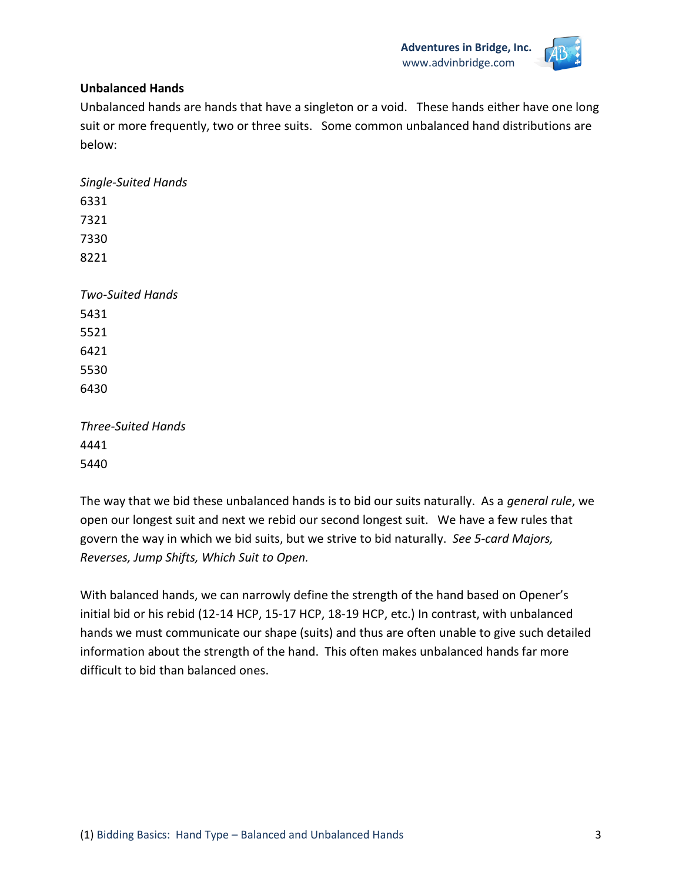## Unbalanced Hands

Unbalanced hands are hands that have a singleton or a void. These hands either have one long suit or more frequently, two or three suits. Some common unbalanced hand distributions are below:

*Single-Suited Hands*

6331
7321
7330
8221

*Two-Suited Hands*

5431
5521
6421
5530
6430

*Three-Suited Hands*

4441
5440

The way that we bid these unbalanced hands is to bid our suits naturally. As a *general rule*, we open our longest suit and next we rebid our second longest suit. We have a few rules that govern the way in which we bid suits, but we strive to bid naturally. *See 5-card Majors, Reverses, Jump Shifts, Which Suit to Open.*

With balanced hands, we can narrowly define the strength of the hand based on Opener's initial bid or his rebid (12-14 HCP, 15-17 HCP, 18-19 HCP, etc.) In contrast, with unbalanced hands we must communicate our shape (suits) and thus are often unable to give such detailed information about the strength of the hand. This often makes unbalanced hands far more difficult to bid than balanced ones.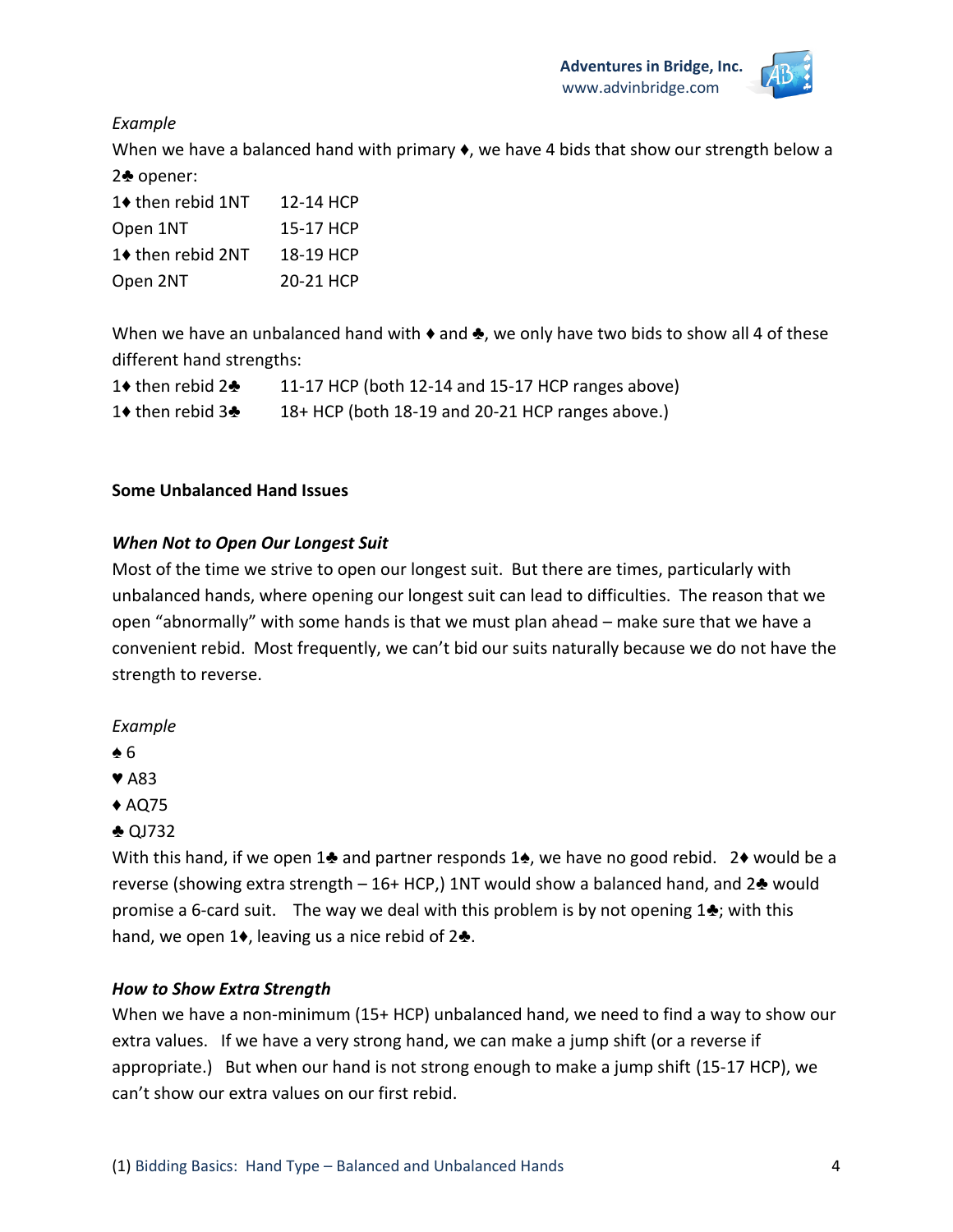*Example*

When we have a balanced hand with primary ♦, we have 4 bids that show our strength below a 2♣ opener:

| | |
|---|---|
| 1♦ then rebid 1NT | 12-14 HCP |
| Open 1NT | 15-17 HCP |
| 1♦ then rebid 2NT | 18-19 HCP |
| Open 2NT | 20-21 HCP |

When we have an unbalanced hand with ♦ and ♣, we only have two bids to show all 4 of these different hand strengths:

| | |
|---|---|
| 1♦ then rebid 2♣ | 11-17 HCP (both 12-14 and 15-17 HCP ranges above) |
| 1♦ then rebid 3♣ | 18+ HCP (both 18-19 and 20-21 HCP ranges above.) |

**Some Unbalanced Hand Issues**

***When Not to Open Our Longest Suit***

Most of the time we strive to open our longest suit. But there are times, particularly with unbalanced hands, where opening our longest suit can lead to difficulties. The reason that we open "abnormally" with some hands is that we must plan ahead – make sure that we have a convenient rebid. Most frequently, we can't bid our suits naturally because we do not have the strength to reverse.

*Example*

♠ 6
♥ A83
♦ AQ75
♣ QJ732

With this hand, if we open 1♣ and partner responds 1♠, we have no good rebid. 2♦ would be a reverse (showing extra strength – 16+ HCP,) 1NT would show a balanced hand, and 2♣ would promise a 6-card suit. The way we deal with this problem is by not opening 1♣; with this hand, we open 1♦, leaving us a nice rebid of 2♣.

***How to Show Extra Strength***

When we have a non-minimum (15+ HCP) unbalanced hand, we need to find a way to show our extra values. If we have a very strong hand, we can make a jump shift (or a reverse if appropriate.) But when our hand is not strong enough to make a jump shift (15-17 HCP), we can't show our extra values on our first rebid.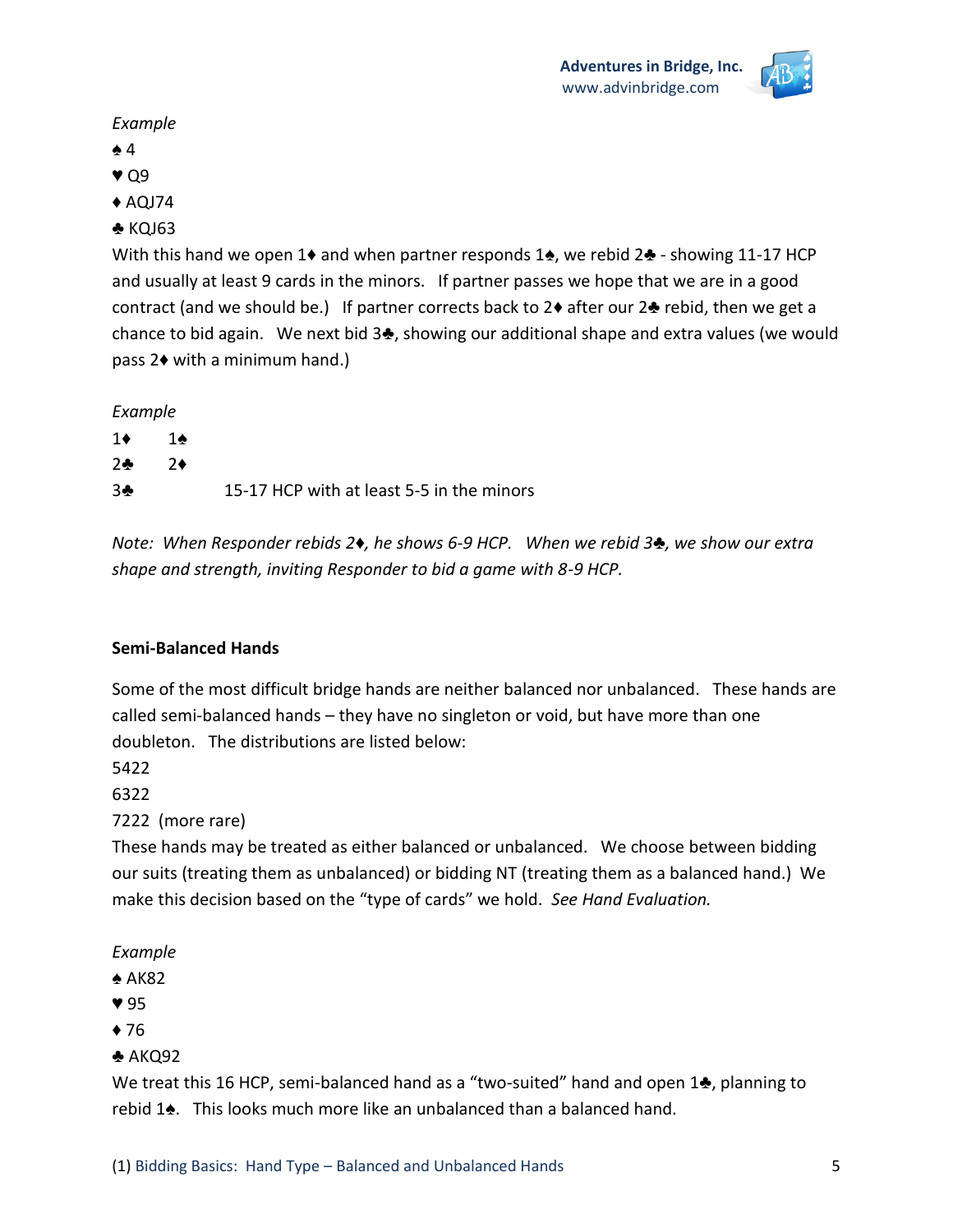*Example*

♠ 4
♥ Q9
♦ AQJ74
♣ KQJ63

With this hand we open 1♦ and when partner responds 1♠, we rebid 2♣ - showing 11-17 HCP and usually at least 9 cards in the minors. If partner passes we hope that we are in a good contract (and we should be.) If partner corrects back to 2♦ after our 2♣ rebid, then we get a chance to bid again. We next bid 3♣, showing our additional shape and extra values (we would pass 2♦ with a minimum hand.)

*Example*

| | | |
|---|---|---|
| 1♦ | 1♠ | |
| 2♣ | 2♦ | |
| 3♣ | | 15-17 HCP with at least 5-5 in the minors |

*Note: When Responder rebids 2♦, he shows 6-9 HCP. When we rebid 3♣, we show our extra shape and strength, inviting Responder to bid a game with 8-9 HCP.*

**Semi-Balanced Hands**

Some of the most difficult bridge hands are neither balanced nor unbalanced. These hands are called semi-balanced hands – they have no singleton or void, but have more than one doubleton. The distributions are listed below:

5422
6322
7222 (more rare)

These hands may be treated as either balanced or unbalanced. We choose between bidding our suits (treating them as unbalanced) or bidding NT (treating them as a balanced hand.) We make this decision based on the "type of cards" we hold. *See Hand Evaluation.*

*Example*

♠ AK82
♥ 95
♦ 76
♣ AKQ92

We treat this 16 HCP, semi-balanced hand as a "two-suited" hand and open 1♣, planning to rebid 1♠. This looks much more like an unbalanced than a balanced hand.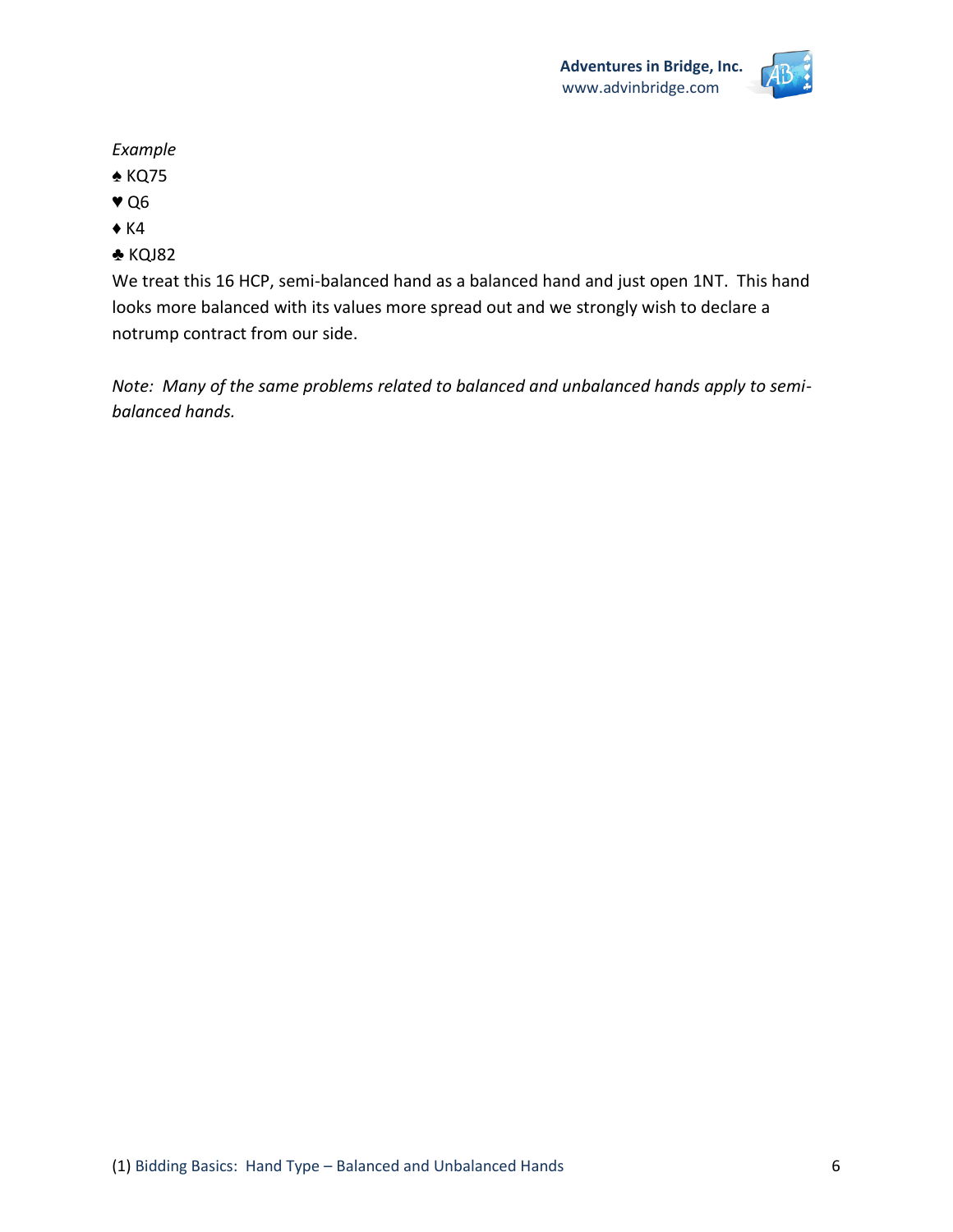*Example*

♠ KQ75
♥ Q6
♦ K4
♣ KQJ82

We treat this 16 HCP, semi-balanced hand as a balanced hand and just open 1NT. This hand looks more balanced with its values more spread out and we strongly wish to declare a notrump contract from our side.

*Note: Many of the same problems related to balanced and unbalanced hands apply to semi-balanced hands.*